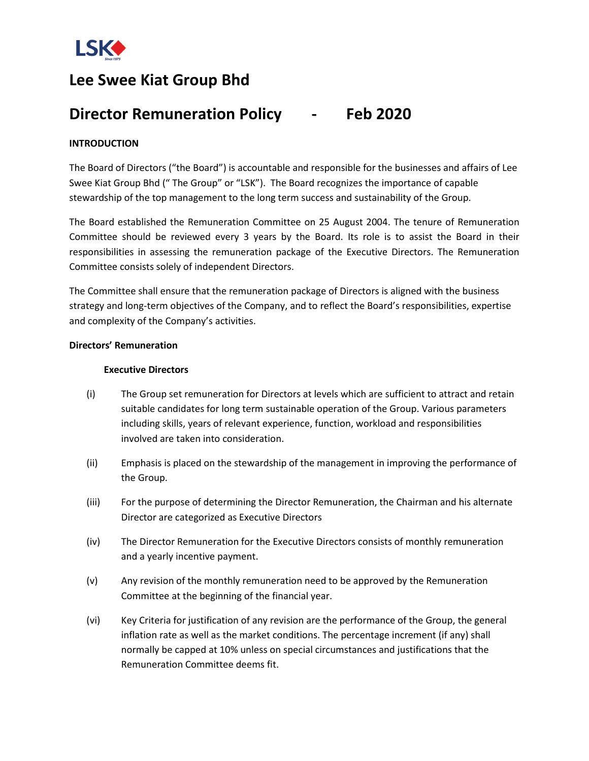# Lee Swee Kiat Group Bhd

# Director Remuneration Policy - Feb 2020

**INTRODUCTION**

The Board of Directors ("the Board") is accountable and responsible for the businesses and affairs of Lee Swee Kiat Group Bhd (" The Group" or "LSK"). The Board recognizes the importance of capable stewardship of the top management to the long term success and sustainability of the Group.

The Board established the Remuneration Committee on 25 August 2004. The tenure of Remuneration Committee should be reviewed every 3 years by the Board. Its role is to assist the Board in their responsibilities in assessing the remuneration package of the Executive Directors. The Remuneration Committee consists solely of independent Directors.

The Committee shall ensure that the remuneration package of Directors is aligned with the business strategy and long-term objectives of the Company, and to reflect the Board's responsibilities, expertise and complexity of the Company's activities.

**Directors' Remuneration**

**Executive Directors**

(i) The Group set remuneration for Directors at levels which are sufficient to attract and retain suitable candidates for long term sustainable operation of the Group. Various parameters including skills, years of relevant experience, function, workload and responsibilities involved are taken into consideration.

(ii) Emphasis is placed on the stewardship of the management in improving the performance of the Group.

(iii) For the purpose of determining the Director Remuneration, the Chairman and his alternate Director are categorized as Executive Directors

(iv) The Director Remuneration for the Executive Directors consists of monthly remuneration and a yearly incentive payment.

(v) Any revision of the monthly remuneration need to be approved by the Remuneration Committee at the beginning of the financial year.

(vi) Key Criteria for justification of any revision are the performance of the Group, the general inflation rate as well as the market conditions. The percentage increment (if any) shall normally be capped at 10% unless on special circumstances and justifications that the Remuneration Committee deems fit.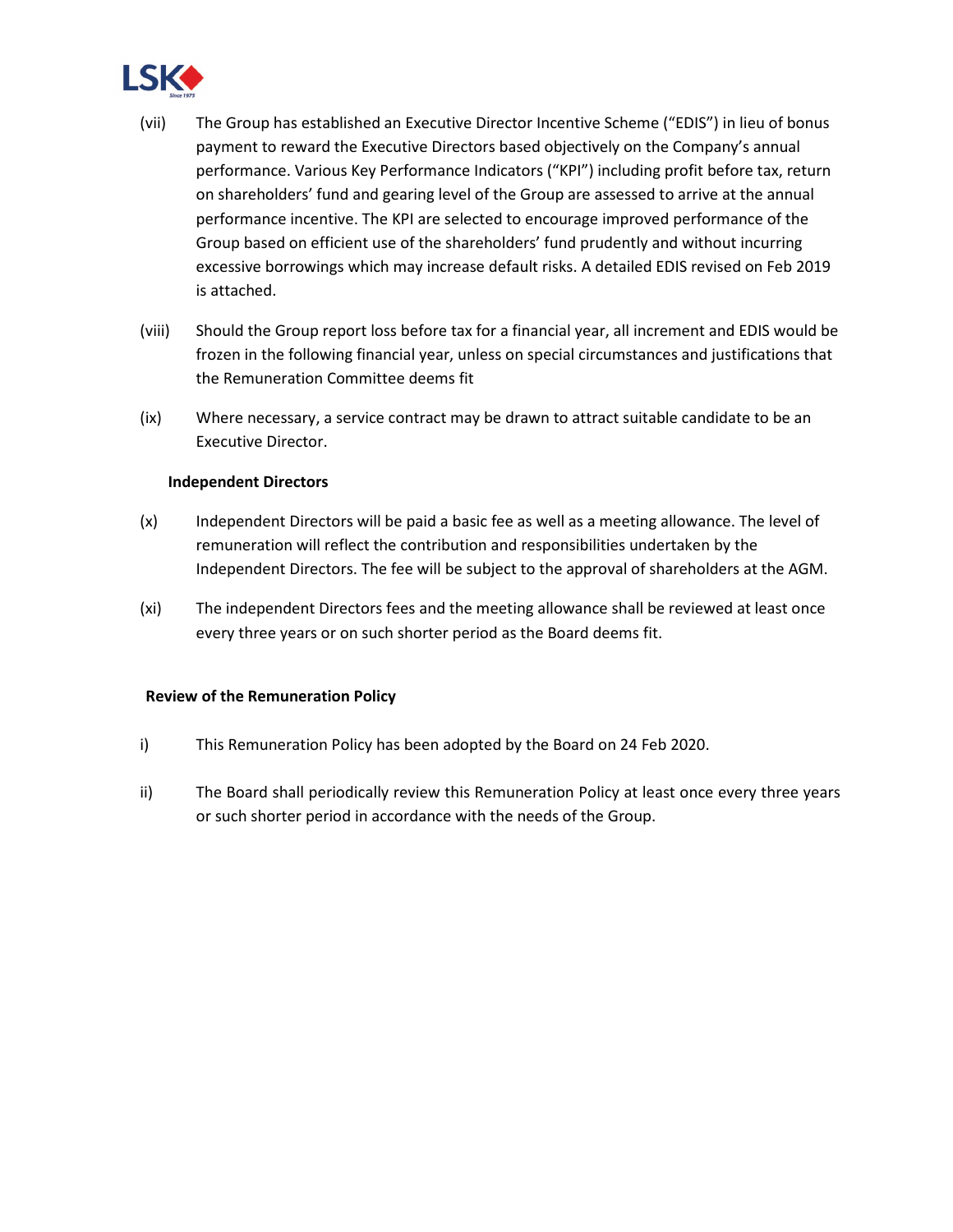(vii) The Group has established an Executive Director Incentive Scheme ("EDIS") in lieu of bonus payment to reward the Executive Directors based objectively on the Company's annual performance. Various Key Performance Indicators ("KPI") including profit before tax, return on shareholders' fund and gearing level of the Group are assessed to arrive at the annual performance incentive. The KPI are selected to encourage improved performance of the Group based on efficient use of the shareholders' fund prudently and without incurring excessive borrowings which may increase default risks. A detailed EDIS revised on Feb 2019 is attached.

(viii) Should the Group report loss before tax for a financial year, all increment and EDIS would be frozen in the following financial year, unless on special circumstances and justifications that the Remuneration Committee deems fit

(ix) Where necessary, a service contract may be drawn to attract suitable candidate to be an Executive Director.

**Independent Directors**

(x) Independent Directors will be paid a basic fee as well as a meeting allowance. The level of remuneration will reflect the contribution and responsibilities undertaken by the Independent Directors. The fee will be subject to the approval of shareholders at the AGM.

(xi) The independent Directors fees and the meeting allowance shall be reviewed at least once every three years or on such shorter period as the Board deems fit.

**Review of the Remuneration Policy**

i) This Remuneration Policy has been adopted by the Board on 24 Feb 2020.

ii) The Board shall periodically review this Remuneration Policy at least once every three years or such shorter period in accordance with the needs of the Group.